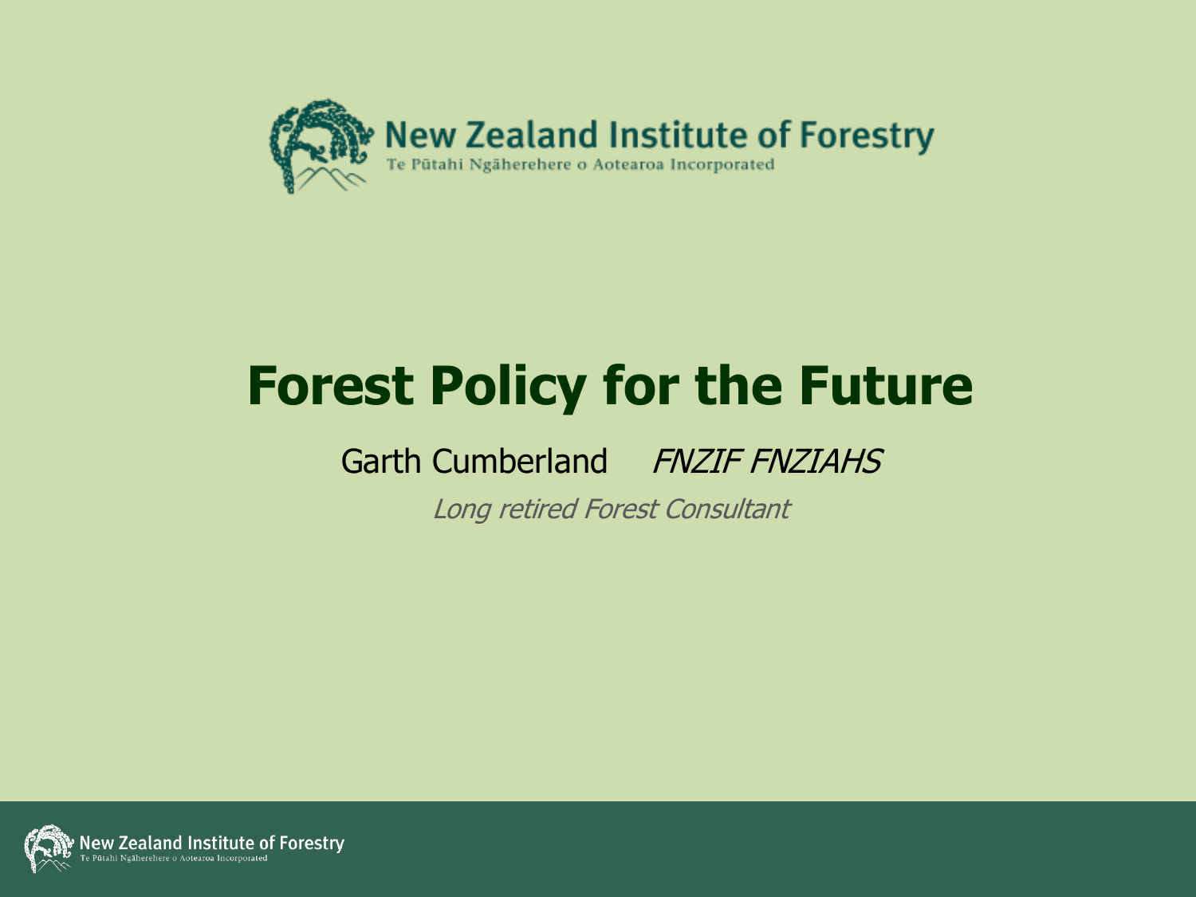New Zealand Institute of Forestry
Te Pūtahi Ngāherehere o Aotearoa Incorporated

# Forest Policy for the Future

Garth Cumberland *FNZIF FNZIAHS*

*Long retired Forest Consultant*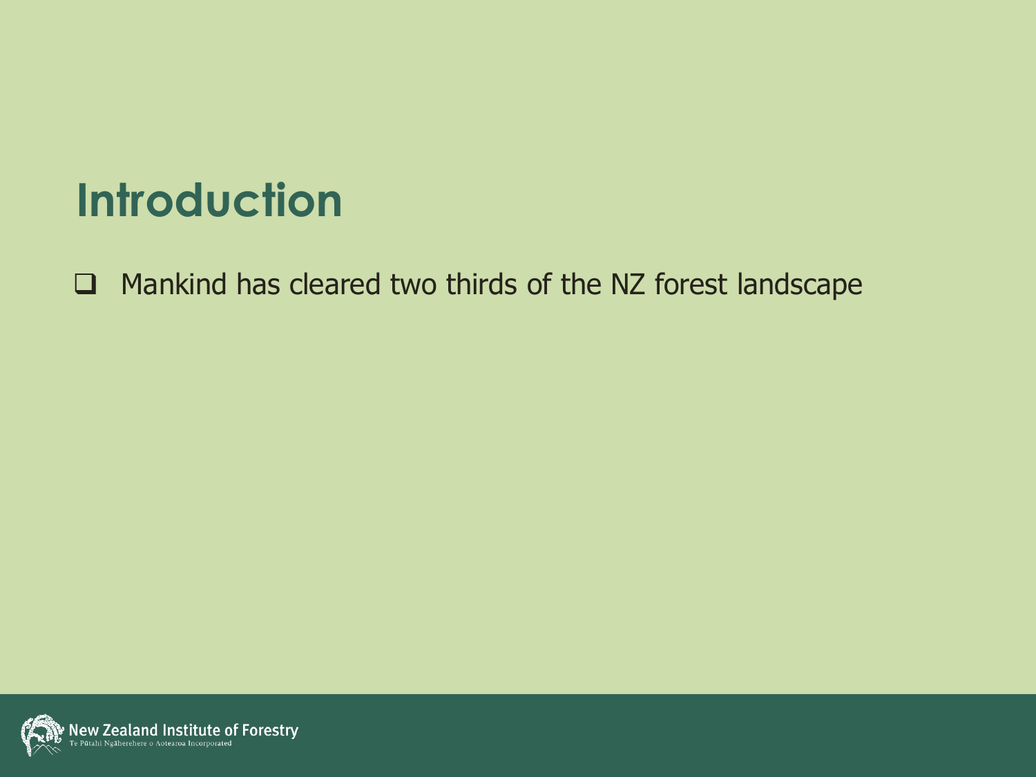# Introduction

- Mankind has cleared two thirds of the NZ forest landscape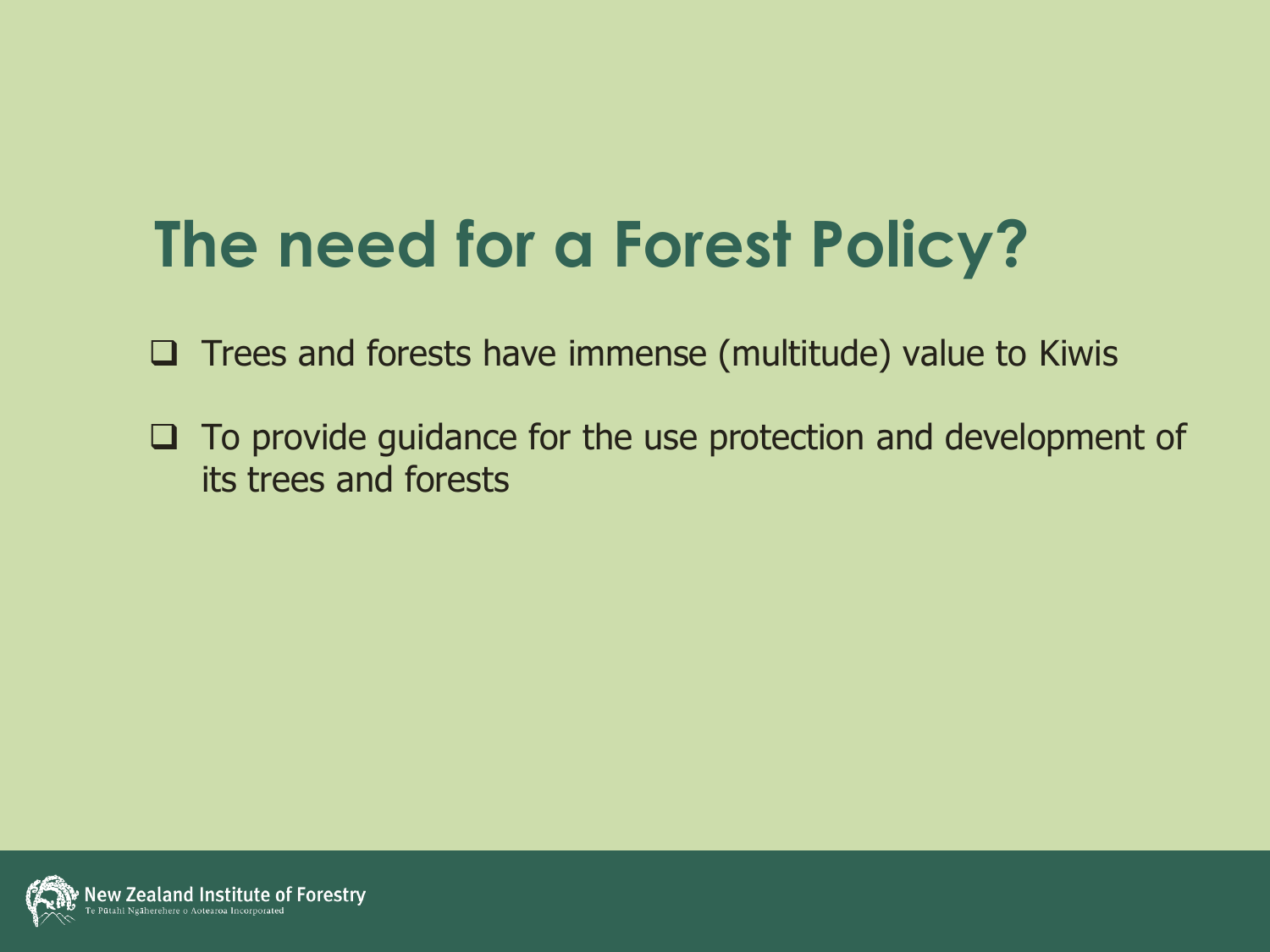# The need for a Forest Policy?

- Trees and forests have immense (multitude) value to Kiwis
- To provide guidance for the use protection and development of its trees and forests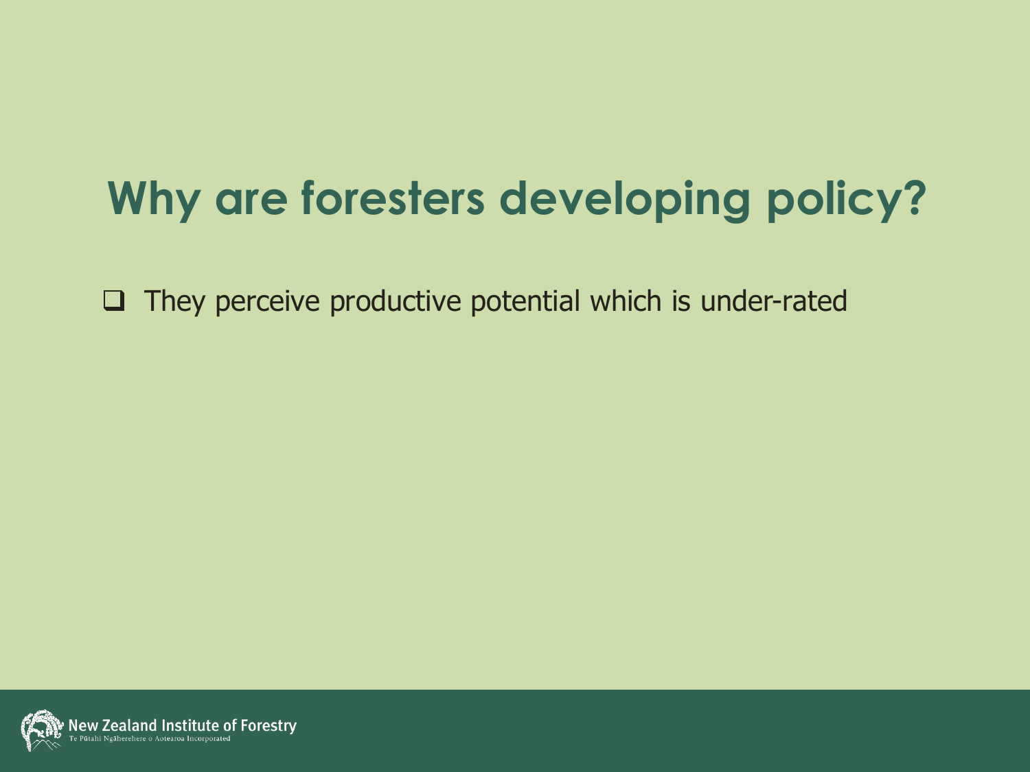# Why are foresters developing policy?

- They perceive productive potential which is under-rated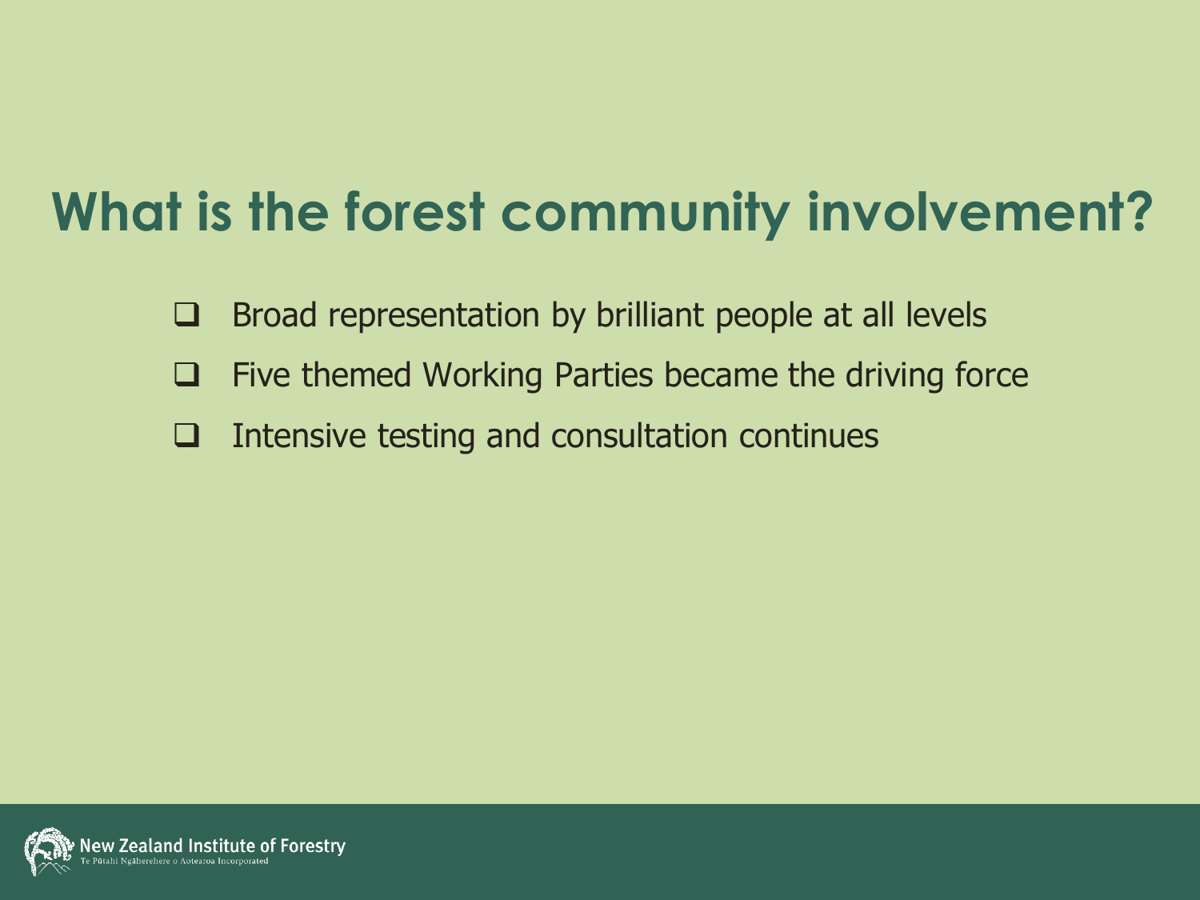# What is the forest community involvement?

- Broad representation by brilliant people at all levels
- Five themed Working Parties became the driving force
- Intensive testing and consultation continues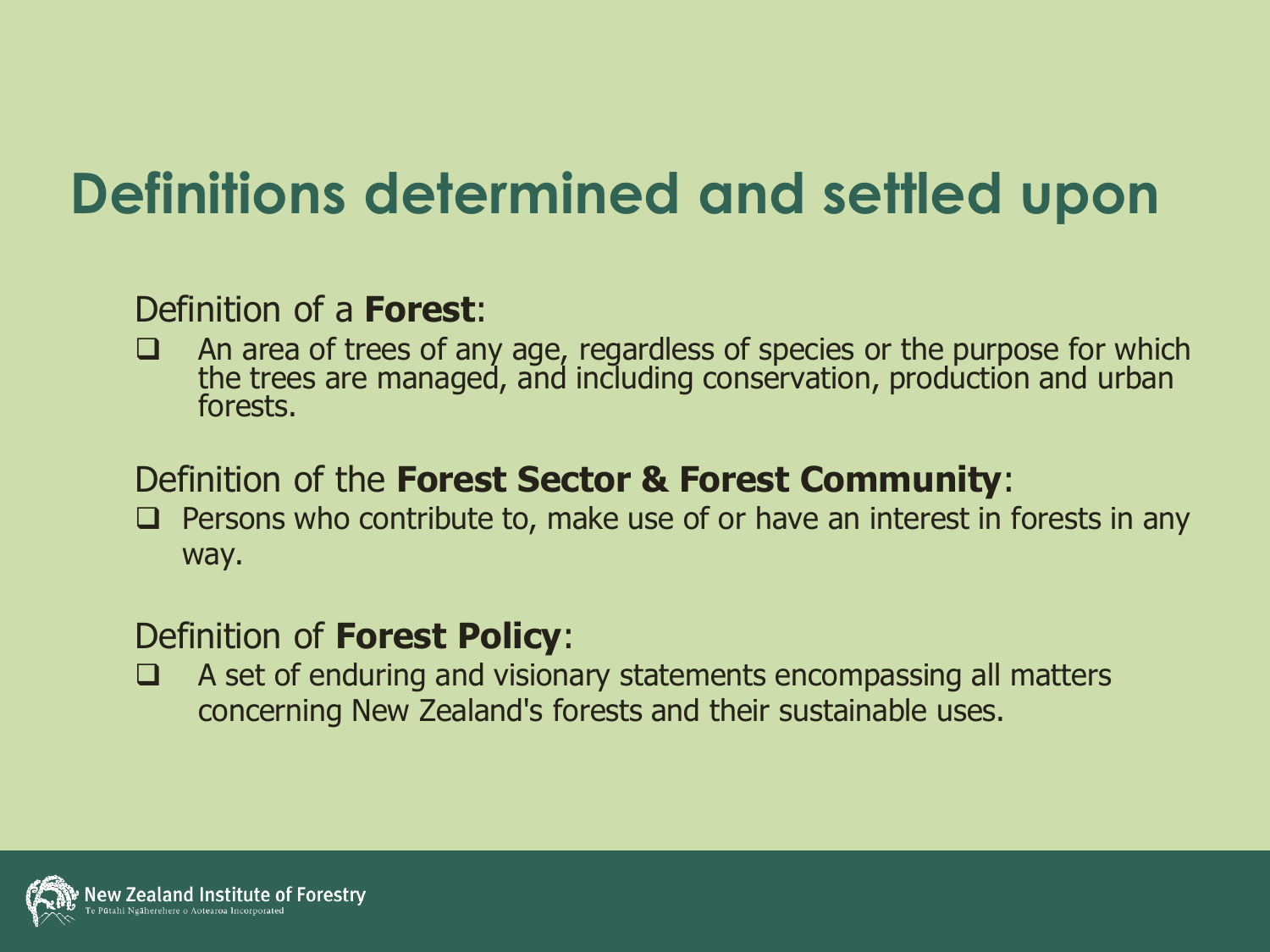# Definitions determined and settled upon

Definition of a **Forest**:

- An area of trees of any age, regardless of species or the purpose for which the trees are managed, and including conservation, production and urban forests.

Definition of the **Forest Sector & Forest Community**:

- Persons who contribute to, make use of or have an interest in forests in any way.

Definition of **Forest Policy**:

- A set of enduring and visionary statements encompassing all matters concerning New Zealand's forests and their sustainable uses.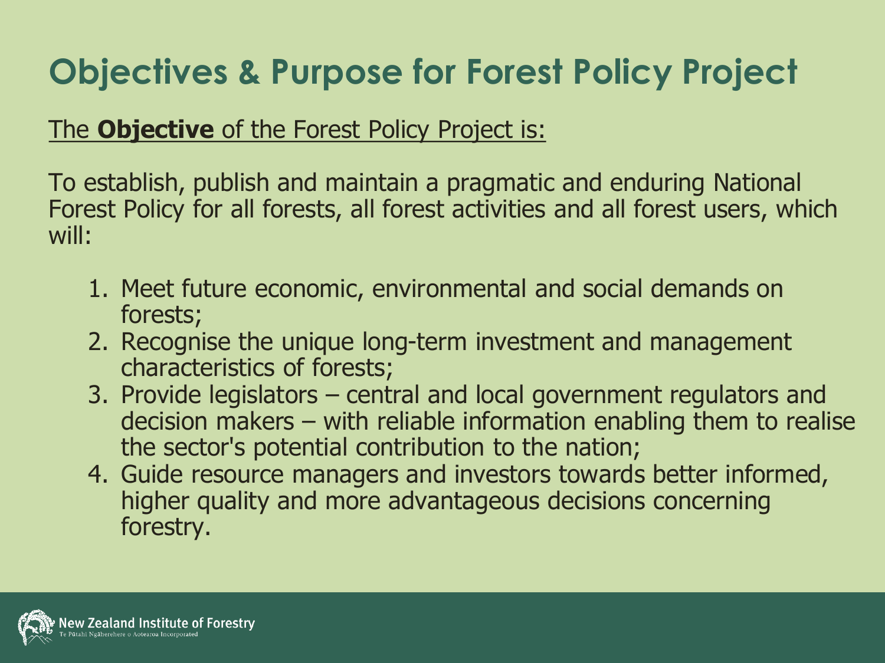# Objectives & Purpose for Forest Policy Project

The **Objective** of the Forest Policy Project is:

To establish, publish and maintain a pragmatic and enduring National Forest Policy for all forests, all forest activities and all forest users, which will:

1. Meet future economic, environmental and social demands on forests;
2. Recognise the unique long-term investment and management characteristics of forests;
3. Provide legislators – central and local government regulators and decision makers – with reliable information enabling them to realise the sector's potential contribution to the nation;
4. Guide resource managers and investors towards better informed, higher quality and more advantageous decisions concerning forestry.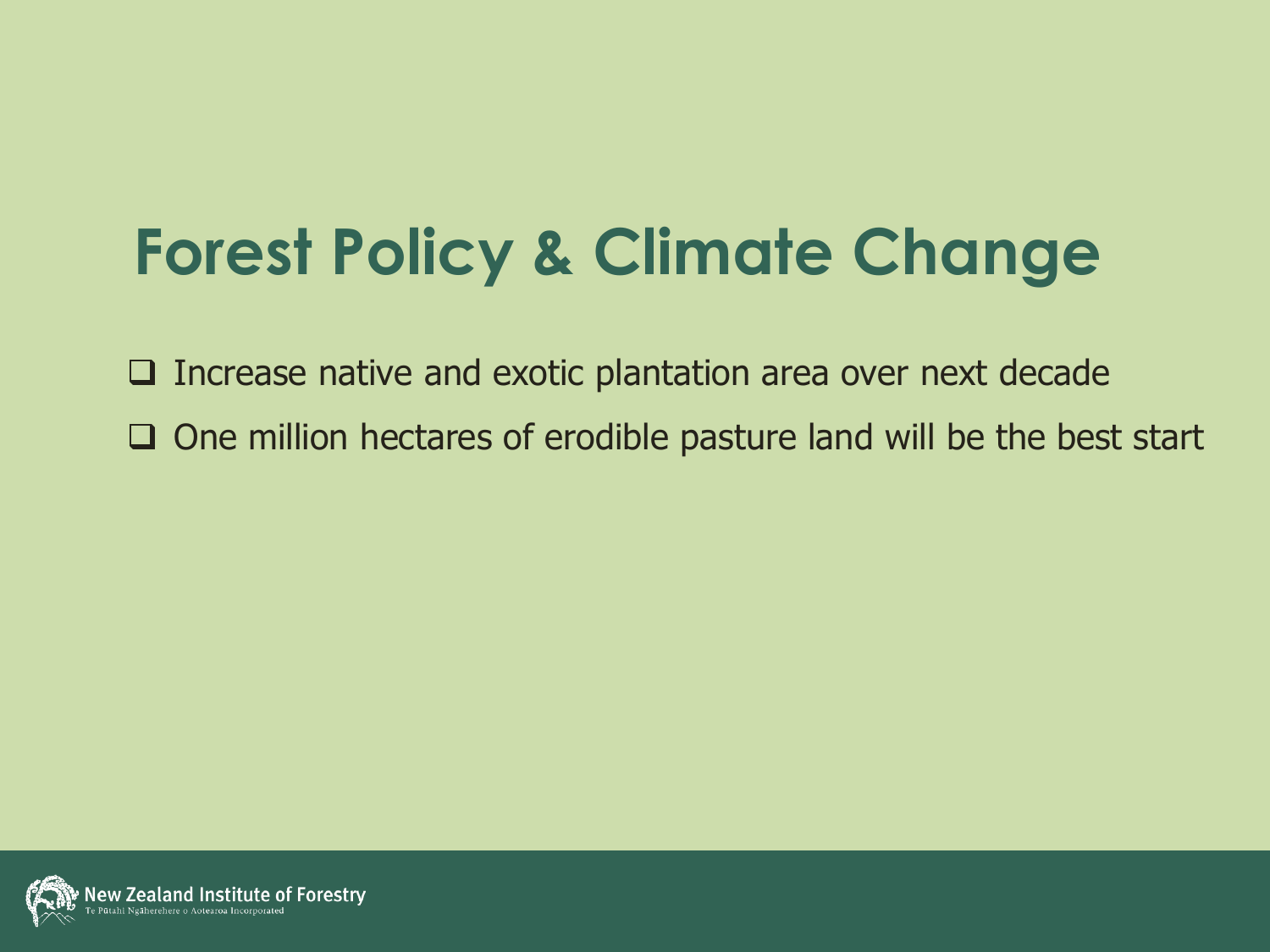# Forest Policy & Climate Change

- Increase native and exotic plantation area over next decade
- One million hectares of erodible pasture land will be the best start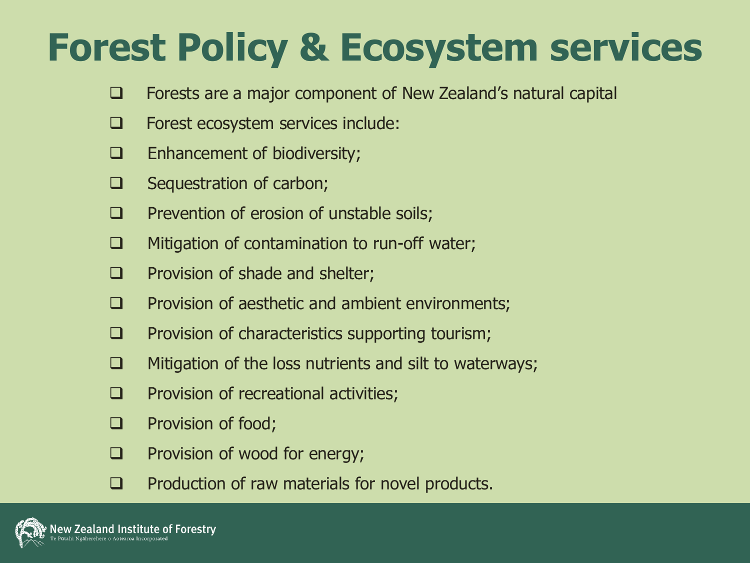# Forest Policy & Ecosystem services

- Forests are a major component of New Zealand's natural capital
- Forest ecosystem services include:
- Enhancement of biodiversity;
- Sequestration of carbon;
- Prevention of erosion of unstable soils;
- Mitigation of contamination to run-off water;
- Provision of shade and shelter;
- Provision of aesthetic and ambient environments;
- Provision of characteristics supporting tourism;
- Mitigation of the loss nutrients and silt to waterways;
- Provision of recreational activities;
- Provision of food;
- Provision of wood for energy;
- Production of raw materials for novel products.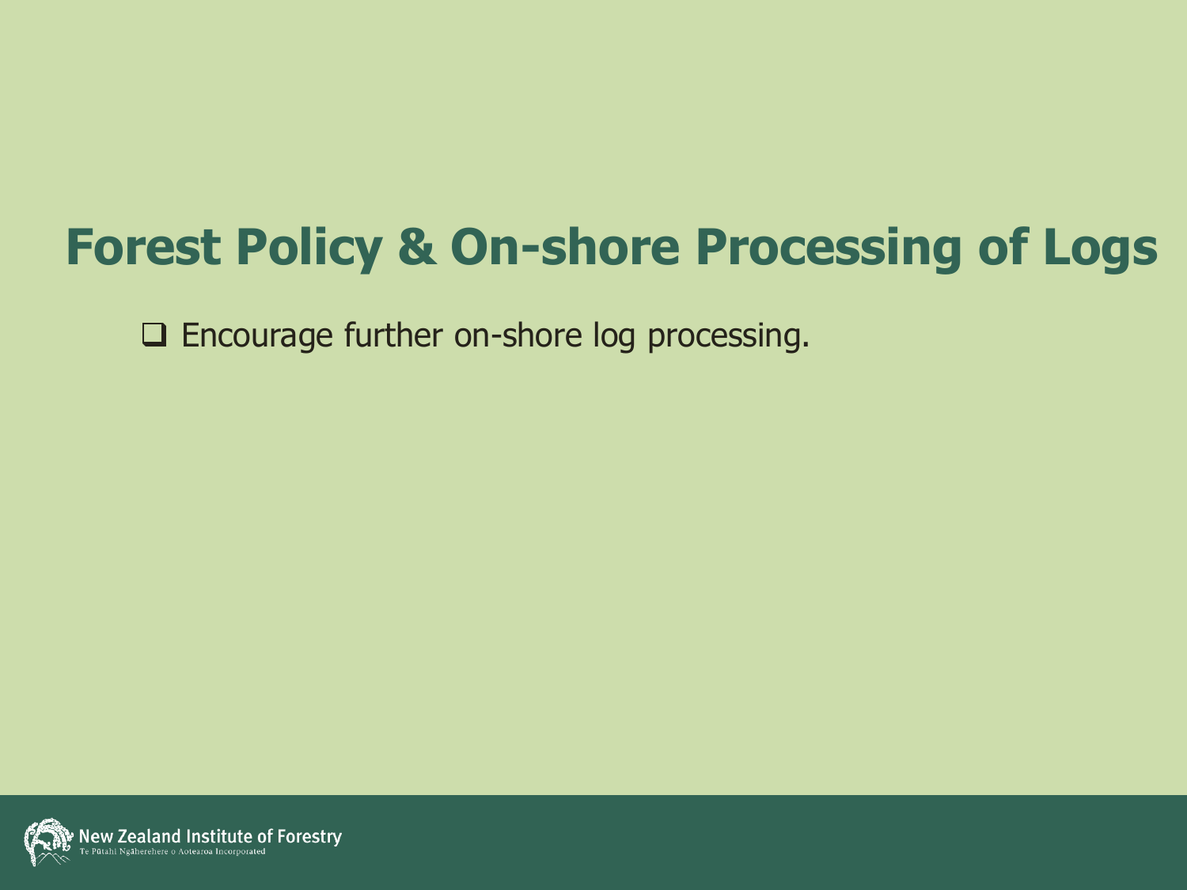# Forest Policy & On-shore Processing of Logs

- Encourage further on-shore log processing.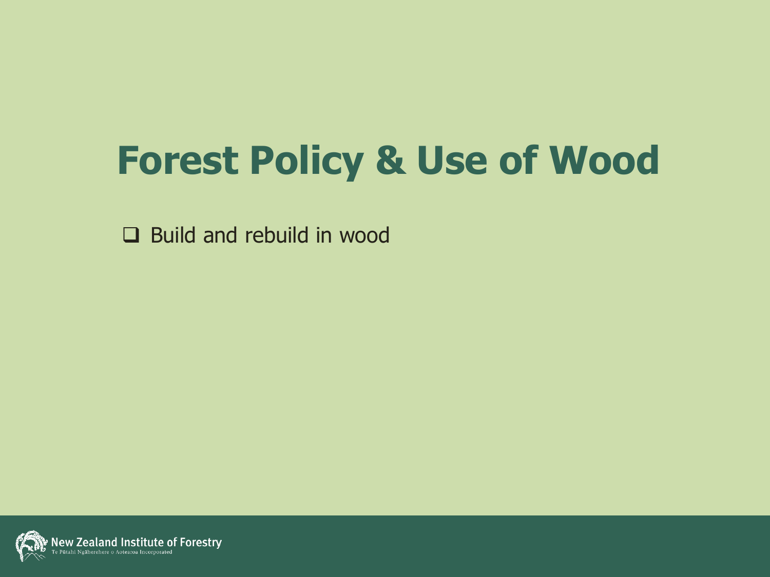# Forest Policy & Use of Wood

- Build and rebuild in wood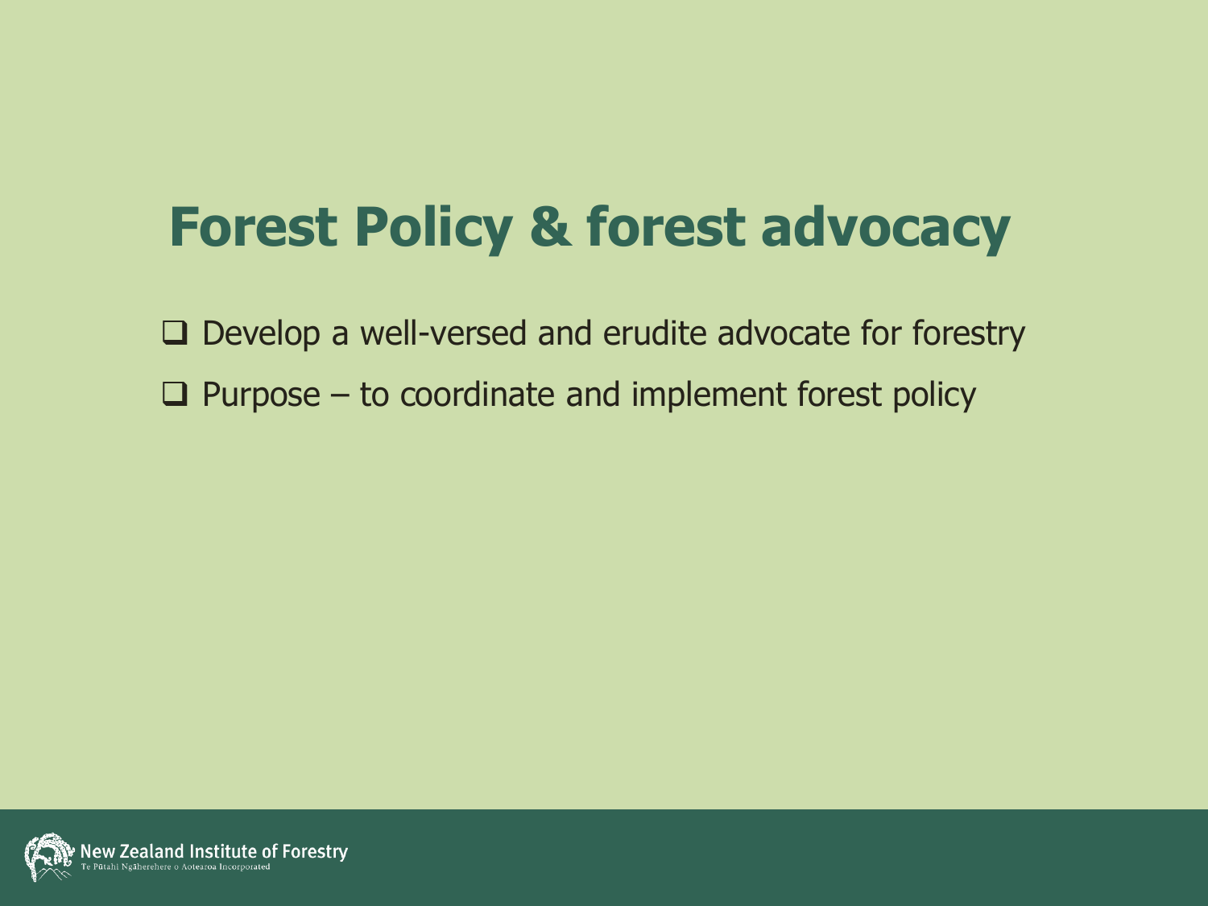# Forest Policy & forest advocacy

- Develop a well-versed and erudite advocate for forestry
- Purpose – to coordinate and implement forest policy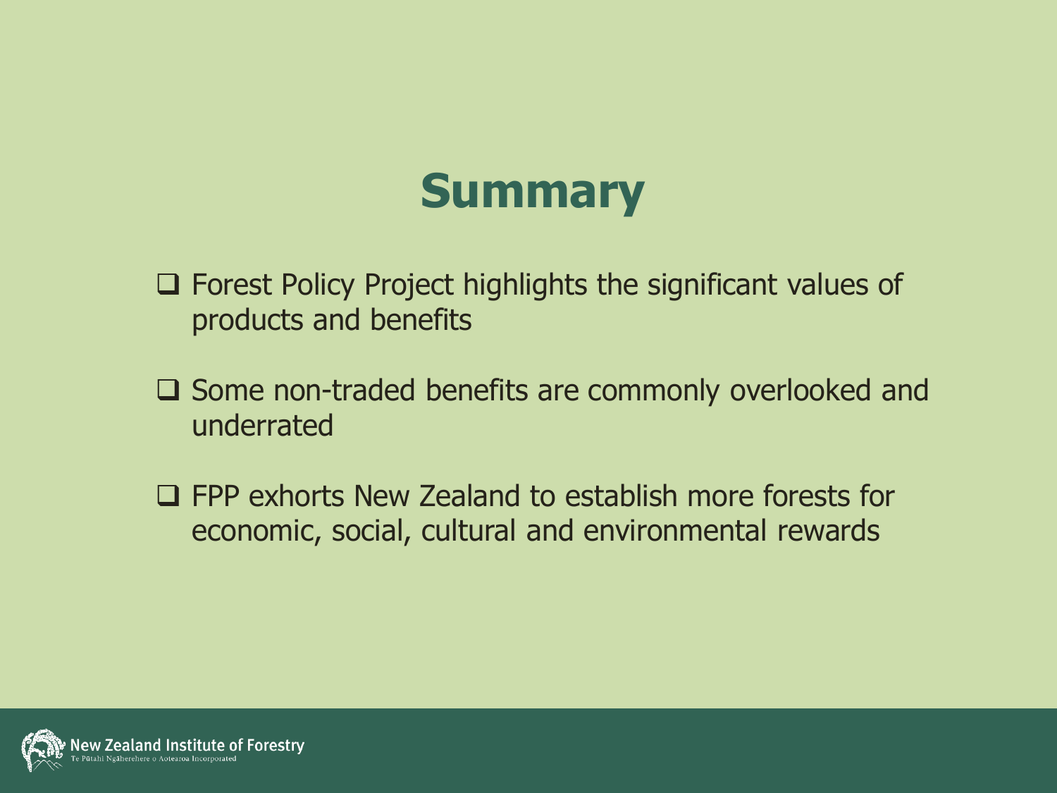# Summary

- Forest Policy Project highlights the significant values of products and benefits
- Some non-traded benefits are commonly overlooked and underrated
- FPP exhorts New Zealand to establish more forests for economic, social, cultural and environmental rewards